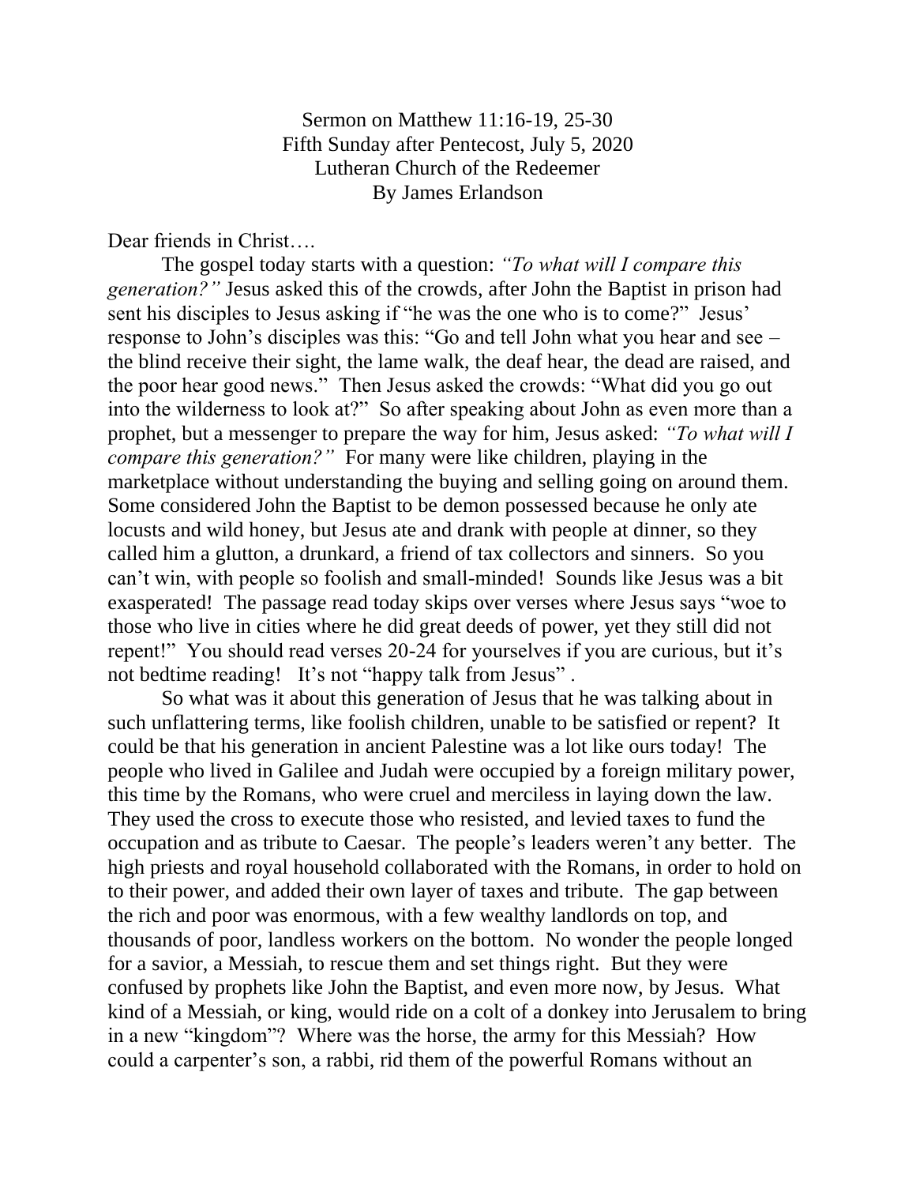Sermon on Matthew 11:16-19, 25-30
Fifth Sunday after Pentecost, July 5, 2020
Lutheran Church of the Redeemer
By James Erlandson

Dear friends in Christ….

The gospel today starts with a question: *"To what will I compare this generation?"* Jesus asked this of the crowds, after John the Baptist in prison had sent his disciples to Jesus asking if "he was the one who is to come?" Jesus' response to John's disciples was this: "Go and tell John what you hear and see – the blind receive their sight, the lame walk, the deaf hear, the dead are raised, and the poor hear good news." Then Jesus asked the crowds: "What did you go out into the wilderness to look at?" So after speaking about John as even more than a prophet, but a messenger to prepare the way for him, Jesus asked: *"To what will I compare this generation?"* For many were like children, playing in the marketplace without understanding the buying and selling going on around them. Some considered John the Baptist to be demon possessed because he only ate locusts and wild honey, but Jesus ate and drank with people at dinner, so they called him a glutton, a drunkard, a friend of tax collectors and sinners. So you can't win, with people so foolish and small-minded! Sounds like Jesus was a bit exasperated! The passage read today skips over verses where Jesus says "woe to those who live in cities where he did great deeds of power, yet they still did not repent!" You should read verses 20-24 for yourselves if you are curious, but it's not bedtime reading! It's not "happy talk from Jesus" .

So what was it about this generation of Jesus that he was talking about in such unflattering terms, like foolish children, unable to be satisfied or repent? It could be that his generation in ancient Palestine was a lot like ours today! The people who lived in Galilee and Judah were occupied by a foreign military power, this time by the Romans, who were cruel and merciless in laying down the law. They used the cross to execute those who resisted, and levied taxes to fund the occupation and as tribute to Caesar. The people's leaders weren't any better. The high priests and royal household collaborated with the Romans, in order to hold on to their power, and added their own layer of taxes and tribute. The gap between the rich and poor was enormous, with a few wealthy landlords on top, and thousands of poor, landless workers on the bottom. No wonder the people longed for a savior, a Messiah, to rescue them and set things right. But they were confused by prophets like John the Baptist, and even more now, by Jesus. What kind of a Messiah, or king, would ride on a colt of a donkey into Jerusalem to bring in a new "kingdom"? Where was the horse, the army for this Messiah? How could a carpenter's son, a rabbi, rid them of the powerful Romans without an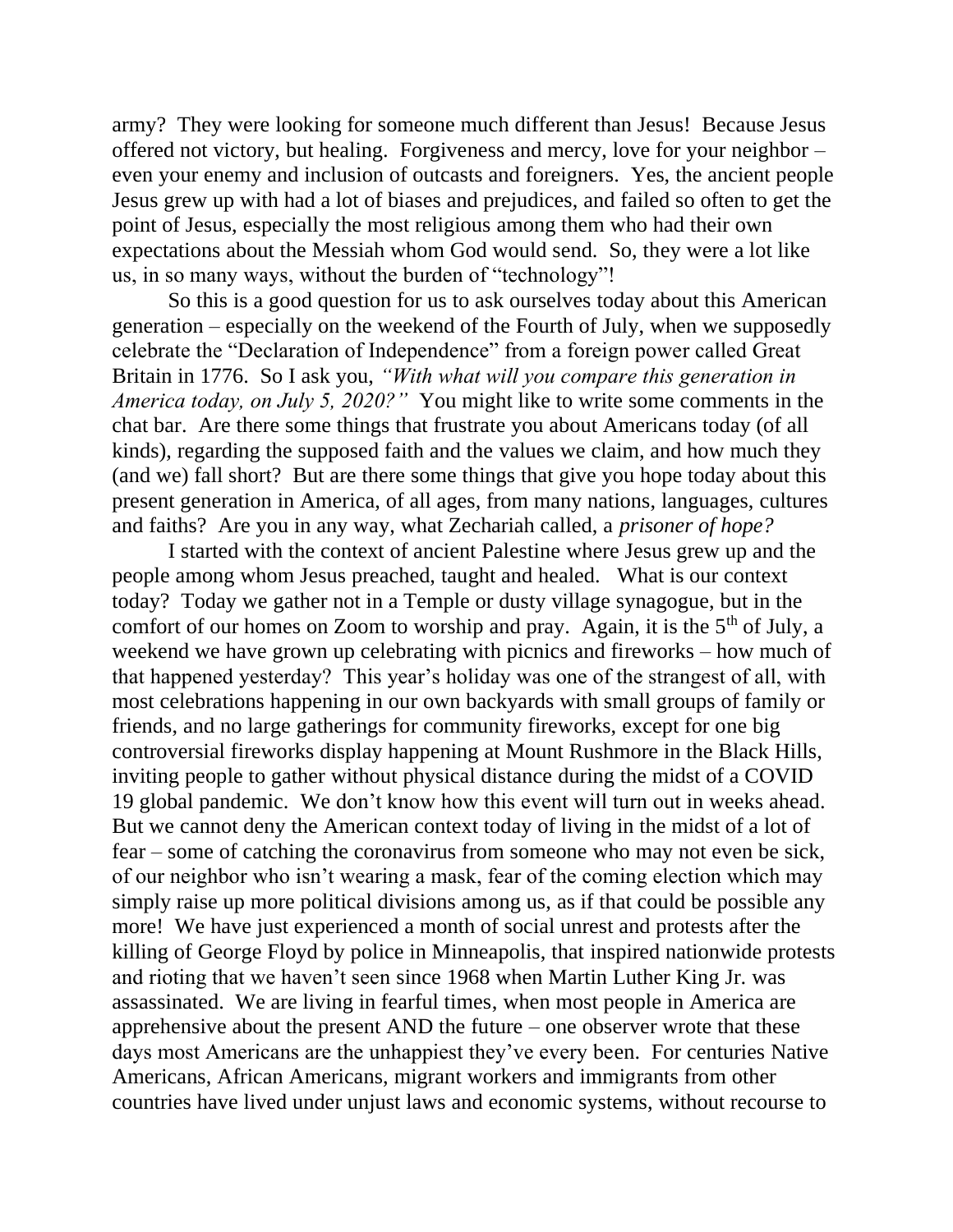army? They were looking for someone much different than Jesus! Because Jesus offered not victory, but healing. Forgiveness and mercy, love for your neighbor – even your enemy and inclusion of outcasts and foreigners. Yes, the ancient people Jesus grew up with had a lot of biases and prejudices, and failed so often to get the point of Jesus, especially the most religious among them who had their own expectations about the Messiah whom God would send. So, they were a lot like us, in so many ways, without the burden of "technology"!

So this is a good question for us to ask ourselves today about this American generation – especially on the weekend of the Fourth of July, when we supposedly celebrate the "Declaration of Independence" from a foreign power called Great Britain in 1776. So I ask you, *"With what will you compare this generation in America today, on July 5, 2020?"* You might like to write some comments in the chat bar. Are there some things that frustrate you about Americans today (of all kinds), regarding the supposed faith and the values we claim, and how much they (and we) fall short? But are there some things that give you hope today about this present generation in America, of all ages, from many nations, languages, cultures and faiths? Are you in any way, what Zechariah called, a *prisoner of hope?*

I started with the context of ancient Palestine where Jesus grew up and the people among whom Jesus preached, taught and healed. What is our context today? Today we gather not in a Temple or dusty village synagogue, but in the comfort of our homes on Zoom to worship and pray. Again, it is the 5th of July, a weekend we have grown up celebrating with picnics and fireworks – how much of that happened yesterday? This year's holiday was one of the strangest of all, with most celebrations happening in our own backyards with small groups of family or friends, and no large gatherings for community fireworks, except for one big controversial fireworks display happening at Mount Rushmore in the Black Hills, inviting people to gather without physical distance during the midst of a COVID 19 global pandemic. We don't know how this event will turn out in weeks ahead. But we cannot deny the American context today of living in the midst of a lot of fear – some of catching the coronavirus from someone who may not even be sick, of our neighbor who isn't wearing a mask, fear of the coming election which may simply raise up more political divisions among us, as if that could be possible any more! We have just experienced a month of social unrest and protests after the killing of George Floyd by police in Minneapolis, that inspired nationwide protests and rioting that we haven't seen since 1968 when Martin Luther King Jr. was assassinated. We are living in fearful times, when most people in America are apprehensive about the present AND the future – one observer wrote that these days most Americans are the unhappiest they've every been. For centuries Native Americans, African Americans, migrant workers and immigrants from other countries have lived under unjust laws and economic systems, without recourse to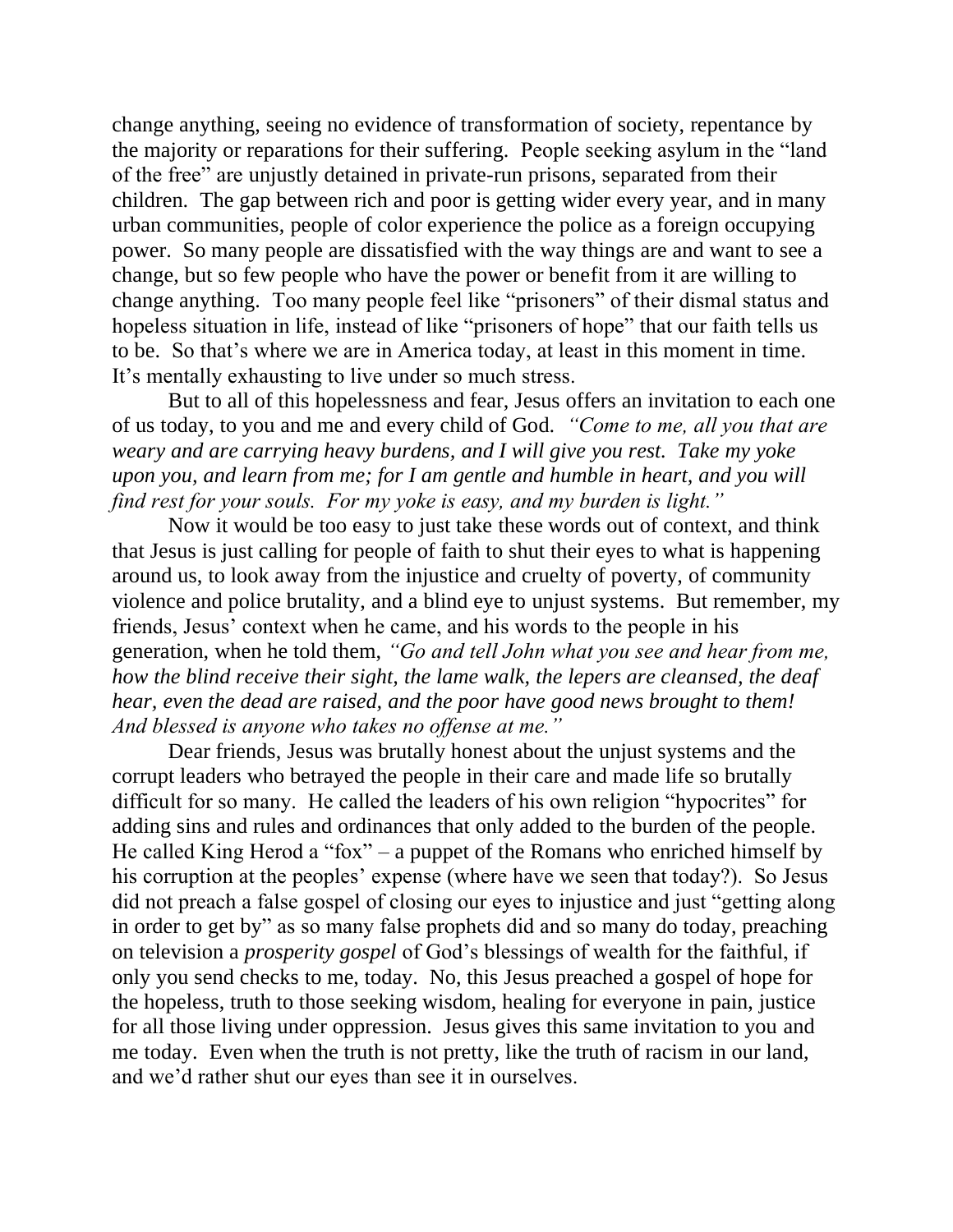change anything, seeing no evidence of transformation of society, repentance by the majority or reparations for their suffering. People seeking asylum in the "land of the free" are unjustly detained in private-run prisons, separated from their children. The gap between rich and poor is getting wider every year, and in many urban communities, people of color experience the police as a foreign occupying power. So many people are dissatisfied with the way things are and want to see a change, but so few people who have the power or benefit from it are willing to change anything. Too many people feel like "prisoners" of their dismal status and hopeless situation in life, instead of like "prisoners of hope" that our faith tells us to be. So that's where we are in America today, at least in this moment in time. It's mentally exhausting to live under so much stress.

But to all of this hopelessness and fear, Jesus offers an invitation to each one of us today, to you and me and every child of God. *"Come to me, all you that are weary and are carrying heavy burdens, and I will give you rest. Take my yoke upon you, and learn from me; for I am gentle and humble in heart, and you will find rest for your souls. For my yoke is easy, and my burden is light."*

Now it would be too easy to just take these words out of context, and think that Jesus is just calling for people of faith to shut their eyes to what is happening around us, to look away from the injustice and cruelty of poverty, of community violence and police brutality, and a blind eye to unjust systems. But remember, my friends, Jesus' context when he came, and his words to the people in his generation, when he told them, *"Go and tell John what you see and hear from me, how the blind receive their sight, the lame walk, the lepers are cleansed, the deaf hear, even the dead are raised, and the poor have good news brought to them! And blessed is anyone who takes no offense at me."*

Dear friends, Jesus was brutally honest about the unjust systems and the corrupt leaders who betrayed the people in their care and made life so brutally difficult for so many. He called the leaders of his own religion "hypocrites" for adding sins and rules and ordinances that only added to the burden of the people. He called King Herod a "fox" – a puppet of the Romans who enriched himself by his corruption at the peoples' expense (where have we seen that today?). So Jesus did not preach a false gospel of closing our eyes to injustice and just "getting along in order to get by" as so many false prophets did and so many do today, preaching on television a *prosperity gospel* of God's blessings of wealth for the faithful, if only you send checks to me, today. No, this Jesus preached a gospel of hope for the hopeless, truth to those seeking wisdom, healing for everyone in pain, justice for all those living under oppression. Jesus gives this same invitation to you and me today. Even when the truth is not pretty, like the truth of racism in our land, and we'd rather shut our eyes than see it in ourselves.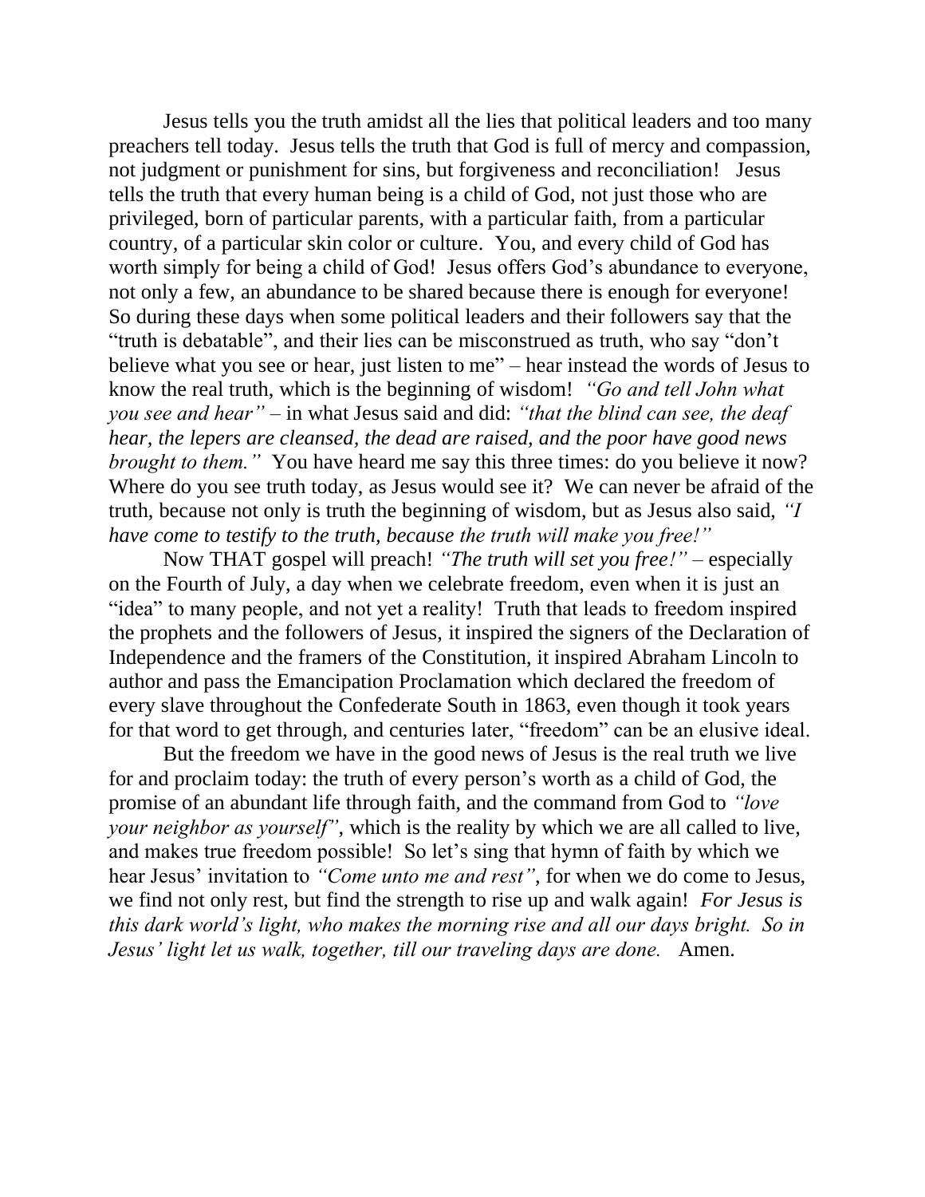Jesus tells you the truth amidst all the lies that political leaders and too many preachers tell today. Jesus tells the truth that God is full of mercy and compassion, not judgment or punishment for sins, but forgiveness and reconciliation! Jesus tells the truth that every human being is a child of God, not just those who are privileged, born of particular parents, with a particular faith, from a particular country, of a particular skin color or culture. You, and every child of God has worth simply for being a child of God! Jesus offers God's abundance to everyone, not only a few, an abundance to be shared because there is enough for everyone! So during these days when some political leaders and their followers say that the "truth is debatable", and their lies can be misconstrued as truth, who say "don't believe what you see or hear, just listen to me" – hear instead the words of Jesus to know the real truth, which is the beginning of wisdom! *"Go and tell John what you see and hear"* – in what Jesus said and did: *"that the blind can see, the deaf hear, the lepers are cleansed, the dead are raised, and the poor have good news brought to them."* You have heard me say this three times: do you believe it now? Where do you see truth today, as Jesus would see it? We can never be afraid of the truth, because not only is truth the beginning of wisdom, but as Jesus also said, *"I have come to testify to the truth, because the truth will make you free!"*

Now THAT gospel will preach! *"The truth will set you free!"* – especially on the Fourth of July, a day when we celebrate freedom, even when it is just an "idea" to many people, and not yet a reality! Truth that leads to freedom inspired the prophets and the followers of Jesus, it inspired the signers of the Declaration of Independence and the framers of the Constitution, it inspired Abraham Lincoln to author and pass the Emancipation Proclamation which declared the freedom of every slave throughout the Confederate South in 1863, even though it took years for that word to get through, and centuries later, "freedom" can be an elusive ideal.

But the freedom we have in the good news of Jesus is the real truth we live for and proclaim today: the truth of every person's worth as a child of God, the promise of an abundant life through faith, and the command from God to *"love your neighbor as yourself"*, which is the reality by which we are all called to live, and makes true freedom possible! So let's sing that hymn of faith by which we hear Jesus' invitation to *"Come unto me and rest"*, for when we do come to Jesus, we find not only rest, but find the strength to rise up and walk again! *For Jesus is this dark world's light, who makes the morning rise and all our days bright. So in Jesus' light let us walk, together, till our traveling days are done.* Amen.